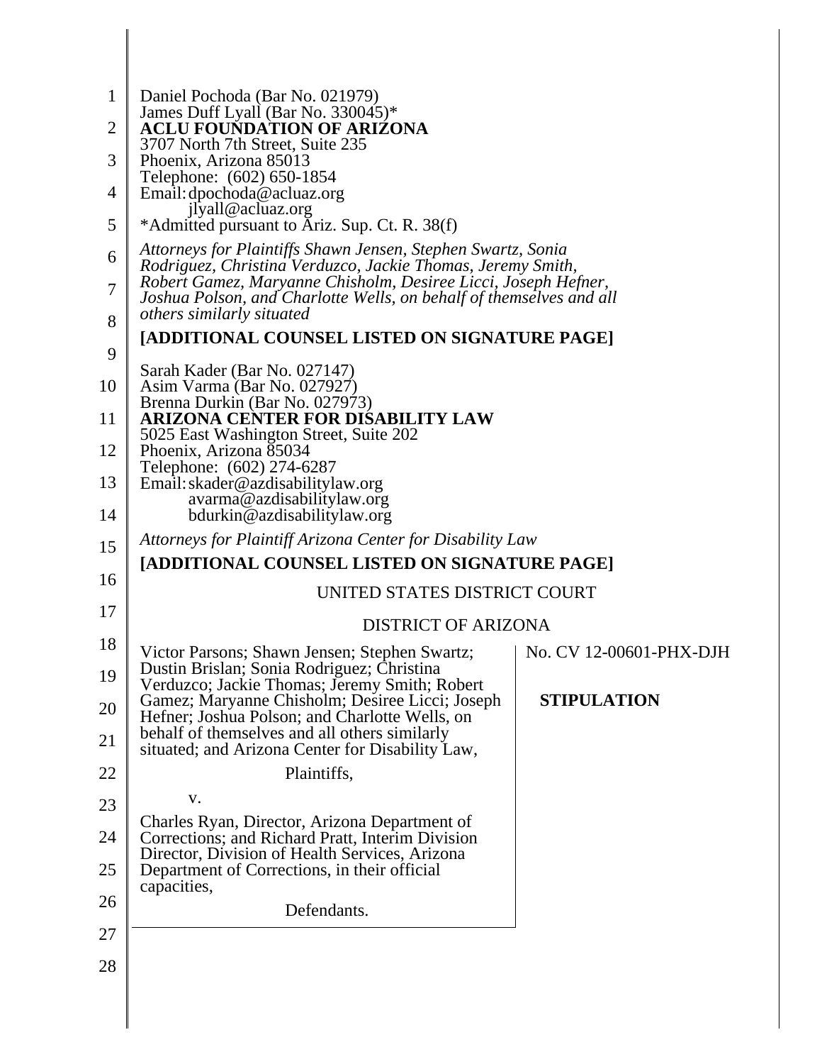Daniel Pochoda (Bar No. 021979)
James Duff Lyall (Bar No. 330045)*
**ACLU FOUNDATION OF ARIZONA**
3707 North 7th Street, Suite 235
Phoenix, Arizona 85013
Telephone: (602) 650-1854
Email: dpochoda@acluaz.org
jlyall@acluaz.org
*Admitted pursuant to Ariz. Sup. Ct. R. 38(f)

*Attorneys for Plaintiffs Shawn Jensen, Stephen Swartz, Sonia Rodriguez, Christina Verduzco, Jackie Thomas, Jeremy Smith, Robert Gamez, Maryanne Chisholm, Desiree Licci, Joseph Hefner, Joshua Polson, and Charlotte Wells, on behalf of themselves and all others similarly situated*

**[ADDITIONAL COUNSEL LISTED ON SIGNATURE PAGE]**

Sarah Kader (Bar No. 027147)
Asim Varma (Bar No. 027927)
Brenna Durkin (Bar No. 027973)
**ARIZONA CENTER FOR DISABILITY LAW**
5025 East Washington Street, Suite 202
Phoenix, Arizona 85034
Telephone: (602) 274-6287
Email: skader@azdisabilitylaw.org
avarma@azdisabilitylaw.org
bdurkin@azdisabilitylaw.org

*Attorneys for Plaintiff Arizona Center for Disability Law*

**[ADDITIONAL COUNSEL LISTED ON SIGNATURE PAGE]**

UNITED STATES DISTRICT COURT

DISTRICT OF ARIZONA

Victor Parsons; Shawn Jensen; Stephen Swartz; Dustin Brislan; Sonia Rodriguez; Christina Verduzco; Jackie Thomas; Jeremy Smith; Robert Gamez; Maryanne Chisholm; Desiree Licci; Joseph Hefner; Joshua Polson; and Charlotte Wells, on behalf of themselves and all others similarly situated; and Arizona Center for Disability Law,

Plaintiffs,

v.

Charles Ryan, Director, Arizona Department of Corrections; and Richard Pratt, Interim Division Director, Division of Health Services, Arizona Department of Corrections, in their official capacities,

Defendants.

No. CV 12-00601-PHX-DJH

**STIPULATION**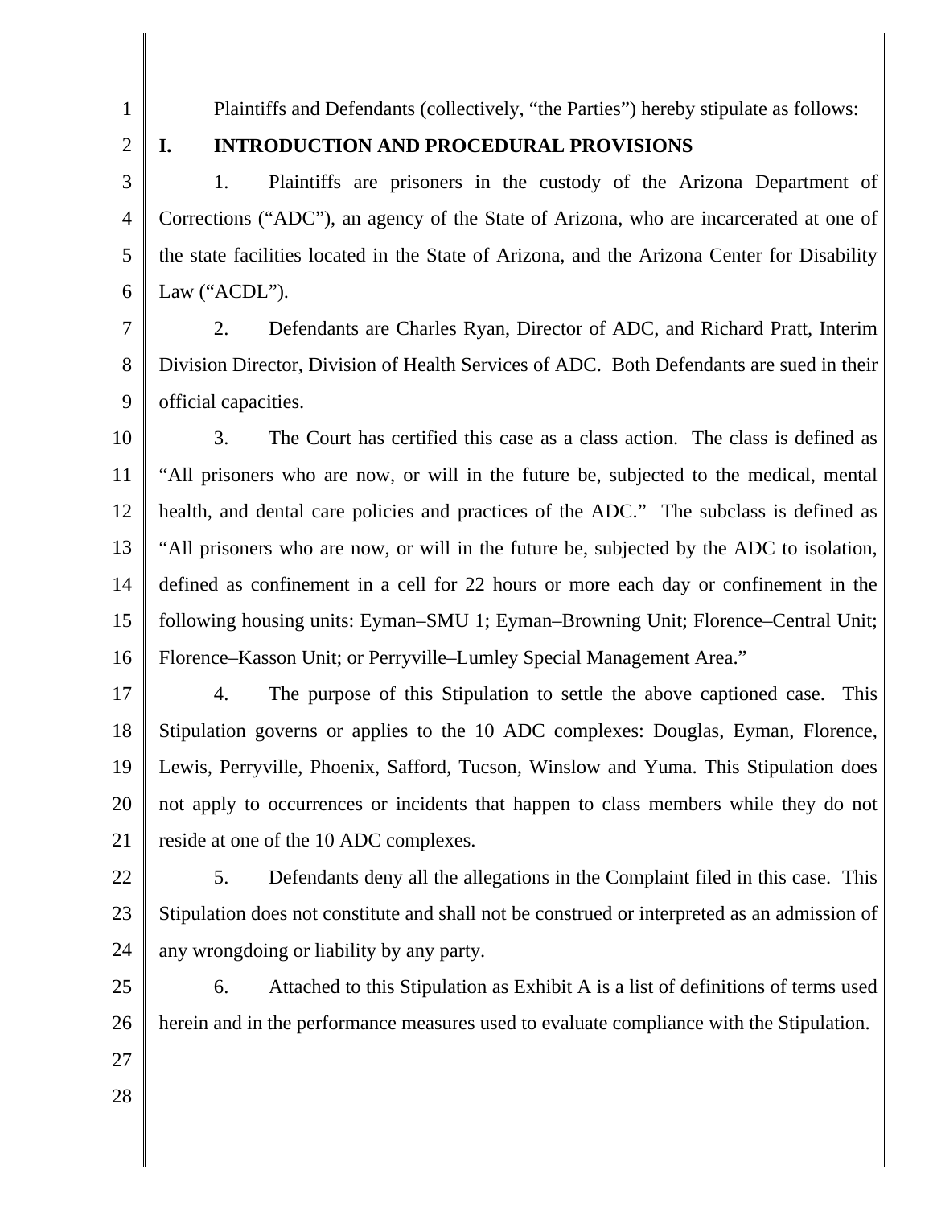Plaintiffs and Defendants (collectively, "the Parties") hereby stipulate as follows:

## I. INTRODUCTION AND PROCEDURAL PROVISIONS

1. Plaintiffs are prisoners in the custody of the Arizona Department of Corrections ("ADC"), an agency of the State of Arizona, who are incarcerated at one of the state facilities located in the State of Arizona, and the Arizona Center for Disability Law ("ACDL").

2. Defendants are Charles Ryan, Director of ADC, and Richard Pratt, Interim Division Director, Division of Health Services of ADC. Both Defendants are sued in their official capacities.

3. The Court has certified this case as a class action. The class is defined as "All prisoners who are now, or will in the future be, subjected to the medical, mental health, and dental care policies and practices of the ADC." The subclass is defined as "All prisoners who are now, or will in the future be, subjected by the ADC to isolation, defined as confinement in a cell for 22 hours or more each day or confinement in the following housing units: Eyman–SMU 1; Eyman–Browning Unit; Florence–Central Unit; Florence–Kasson Unit; or Perryville–Lumley Special Management Area."

4. The purpose of this Stipulation to settle the above captioned case. This Stipulation governs or applies to the 10 ADC complexes: Douglas, Eyman, Florence, Lewis, Perryville, Phoenix, Safford, Tucson, Winslow and Yuma. This Stipulation does not apply to occurrences or incidents that happen to class members while they do not reside at one of the 10 ADC complexes.

5. Defendants deny all the allegations in the Complaint filed in this case. This Stipulation does not constitute and shall not be construed or interpreted as an admission of any wrongdoing or liability by any party.

6. Attached to this Stipulation as Exhibit A is a list of definitions of terms used herein and in the performance measures used to evaluate compliance with the Stipulation.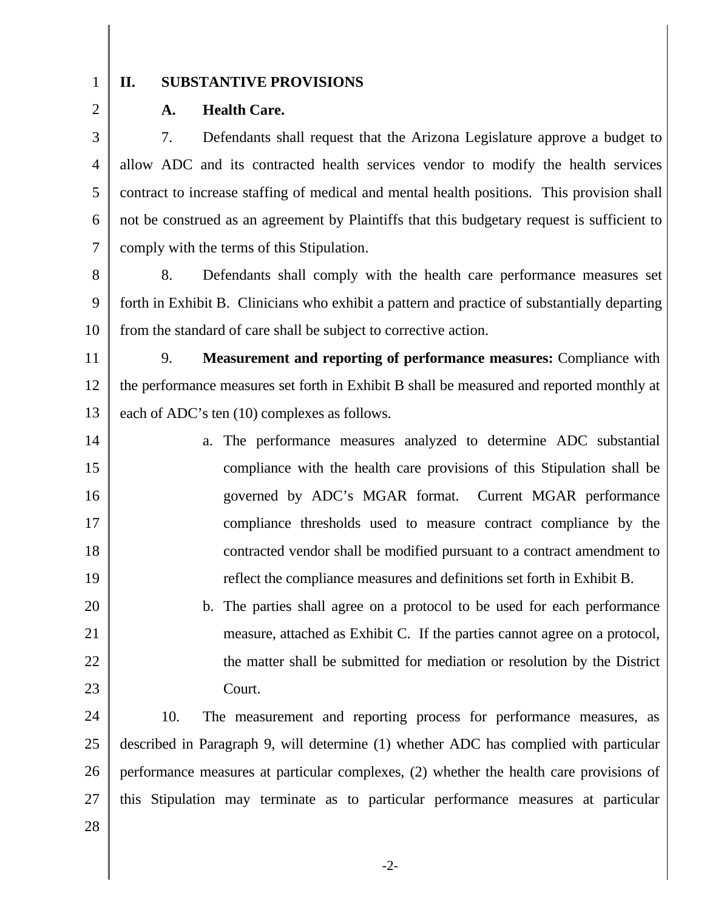## II. SUBSTANTIVE PROVISIONS

### A. Health Care.

7. Defendants shall request that the Arizona Legislature approve a budget to allow ADC and its contracted health services vendor to modify the health services contract to increase staffing of medical and mental health positions. This provision shall not be construed as an agreement by Plaintiffs that this budgetary request is sufficient to comply with the terms of this Stipulation.

8. Defendants shall comply with the health care performance measures set forth in Exhibit B. Clinicians who exhibit a pattern and practice of substantially departing from the standard of care shall be subject to corrective action.

9. **Measurement and reporting of performance measures:** Compliance with the performance measures set forth in Exhibit B shall be measured and reported monthly at each of ADC's ten (10) complexes as follows.

a. The performance measures analyzed to determine ADC substantial compliance with the health care provisions of this Stipulation shall be governed by ADC's MGAR format. Current MGAR performance compliance thresholds used to measure contract compliance by the contracted vendor shall be modified pursuant to a contract amendment to reflect the compliance measures and definitions set forth in Exhibit B.

b. The parties shall agree on a protocol to be used for each performance measure, attached as Exhibit C. If the parties cannot agree on a protocol, the matter shall be submitted for mediation or resolution by the District Court.

10. The measurement and reporting process for performance measures, as described in Paragraph 9, will determine (1) whether ADC has complied with particular performance measures at particular complexes, (2) whether the health care provisions of this Stipulation may terminate as to particular performance measures at particular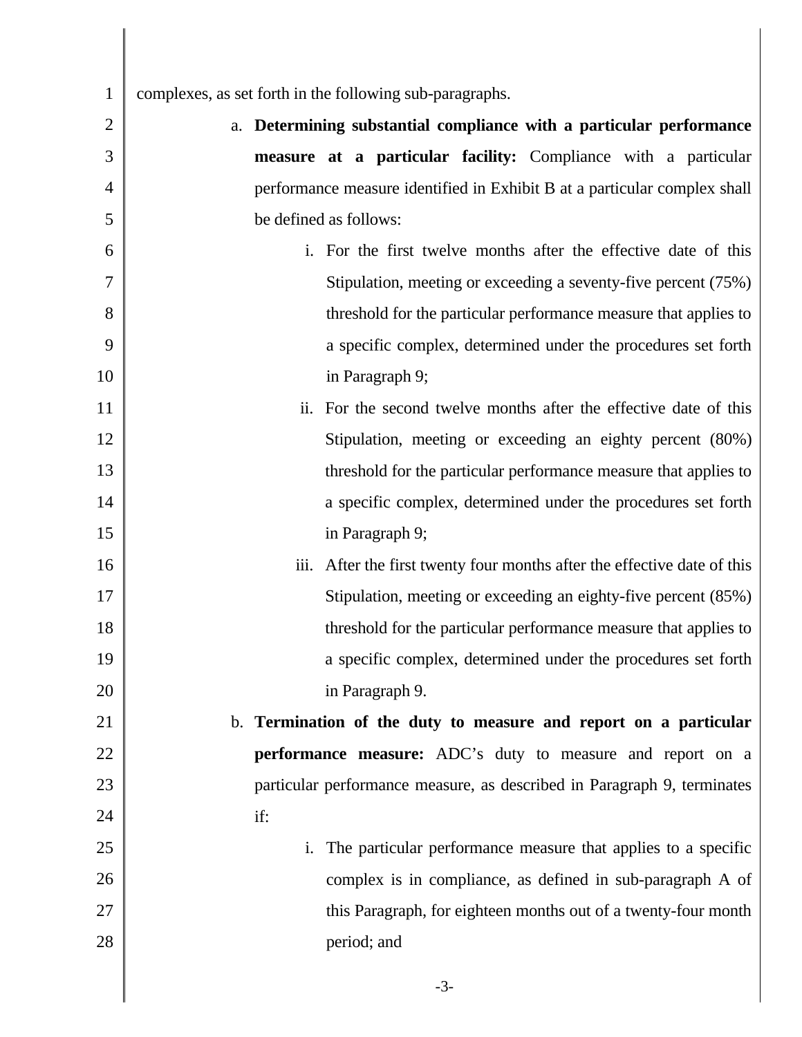complexes, as set forth in the following sub-paragraphs.

a. **Determining substantial compliance with a particular performance measure at a particular facility:** Compliance with a particular performance measure identified in Exhibit B at a particular complex shall be defined as follows:

   i. For the first twelve months after the effective date of this Stipulation, meeting or exceeding a seventy-five percent (75%) threshold for the particular performance measure that applies to a specific complex, determined under the procedures set forth in Paragraph 9;

   ii. For the second twelve months after the effective date of this Stipulation, meeting or exceeding an eighty percent (80%) threshold for the particular performance measure that applies to a specific complex, determined under the procedures set forth in Paragraph 9;

   iii. After the first twenty four months after the effective date of this Stipulation, meeting or exceeding an eighty-five percent (85%) threshold for the particular performance measure that applies to a specific complex, determined under the procedures set forth in Paragraph 9.

b. **Termination of the duty to measure and report on a particular performance measure:** ADC's duty to measure and report on a particular performance measure, as described in Paragraph 9, terminates if:

   i. The particular performance measure that applies to a specific complex is in compliance, as defined in sub-paragraph A of this Paragraph, for eighteen months out of a twenty-four month period; and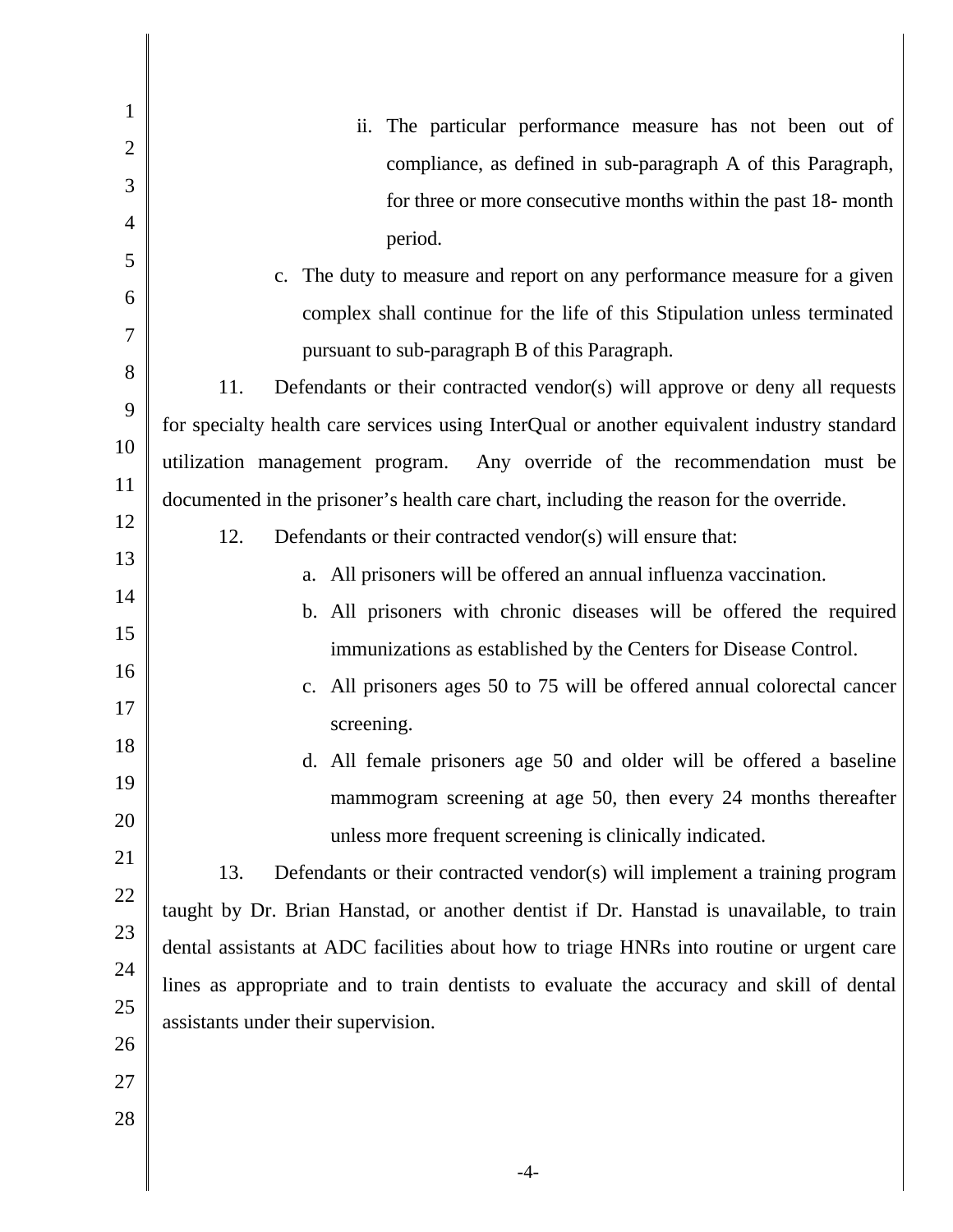ii. The particular performance measure has not been out of compliance, as defined in sub-paragraph A of this Paragraph, for three or more consecutive months within the past 18- month period.

c. The duty to measure and report on any performance measure for a given complex shall continue for the life of this Stipulation unless terminated pursuant to sub-paragraph B of this Paragraph.

11. Defendants or their contracted vendor(s) will approve or deny all requests for specialty health care services using InterQual or another equivalent industry standard utilization management program. Any override of the recommendation must be documented in the prisoner's health care chart, including the reason for the override.

12. Defendants or their contracted vendor(s) will ensure that:

a. All prisoners will be offered an annual influenza vaccination.

b. All prisoners with chronic diseases will be offered the required immunizations as established by the Centers for Disease Control.

c. All prisoners ages 50 to 75 will be offered annual colorectal cancer screening.

d. All female prisoners age 50 and older will be offered a baseline mammogram screening at age 50, then every 24 months thereafter unless more frequent screening is clinically indicated.

13. Defendants or their contracted vendor(s) will implement a training program taught by Dr. Brian Hanstad, or another dentist if Dr. Hanstad is unavailable, to train dental assistants at ADC facilities about how to triage HNRs into routine or urgent care lines as appropriate and to train dentists to evaluate the accuracy and skill of dental assistants under their supervision.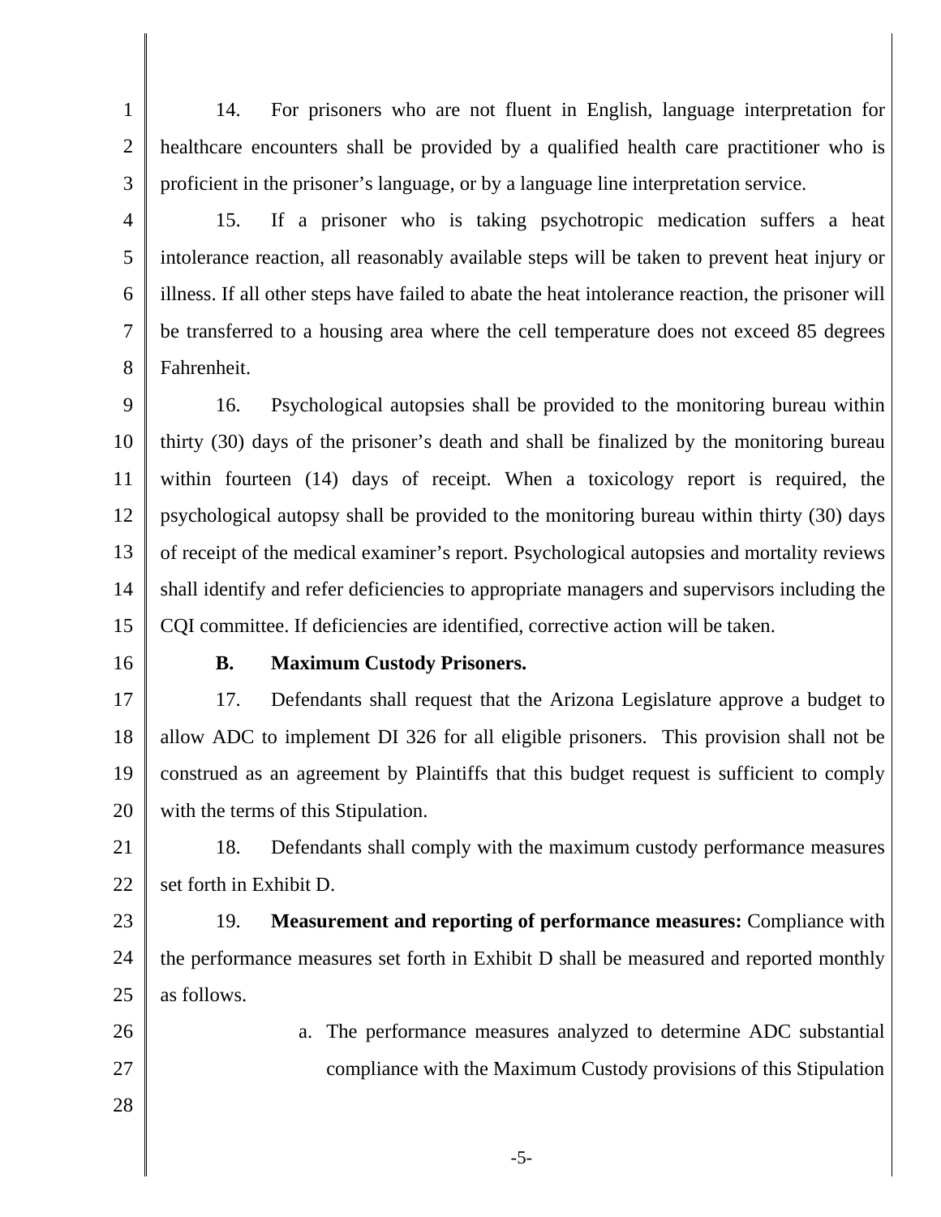14. For prisoners who are not fluent in English, language interpretation for healthcare encounters shall be provided by a qualified health care practitioner who is proficient in the prisoner's language, or by a language line interpretation service.

15. If a prisoner who is taking psychotropic medication suffers a heat intolerance reaction, all reasonably available steps will be taken to prevent heat injury or illness. If all other steps have failed to abate the heat intolerance reaction, the prisoner will be transferred to a housing area where the cell temperature does not exceed 85 degrees Fahrenheit.

16. Psychological autopsies shall be provided to the monitoring bureau within thirty (30) days of the prisoner's death and shall be finalized by the monitoring bureau within fourteen (14) days of receipt. When a toxicology report is required, the psychological autopsy shall be provided to the monitoring bureau within thirty (30) days of receipt of the medical examiner's report. Psychological autopsies and mortality reviews shall identify and refer deficiencies to appropriate managers and supervisors including the CQI committee. If deficiencies are identified, corrective action will be taken.

**B. Maximum Custody Prisoners.**

17. Defendants shall request that the Arizona Legislature approve a budget to allow ADC to implement DI 326 for all eligible prisoners. This provision shall not be construed as an agreement by Plaintiffs that this budget request is sufficient to comply with the terms of this Stipulation.

18. Defendants shall comply with the maximum custody performance measures set forth in Exhibit D.

19. **Measurement and reporting of performance measures:** Compliance with the performance measures set forth in Exhibit D shall be measured and reported monthly as follows.

a. The performance measures analyzed to determine ADC substantial compliance with the Maximum Custody provisions of this Stipulation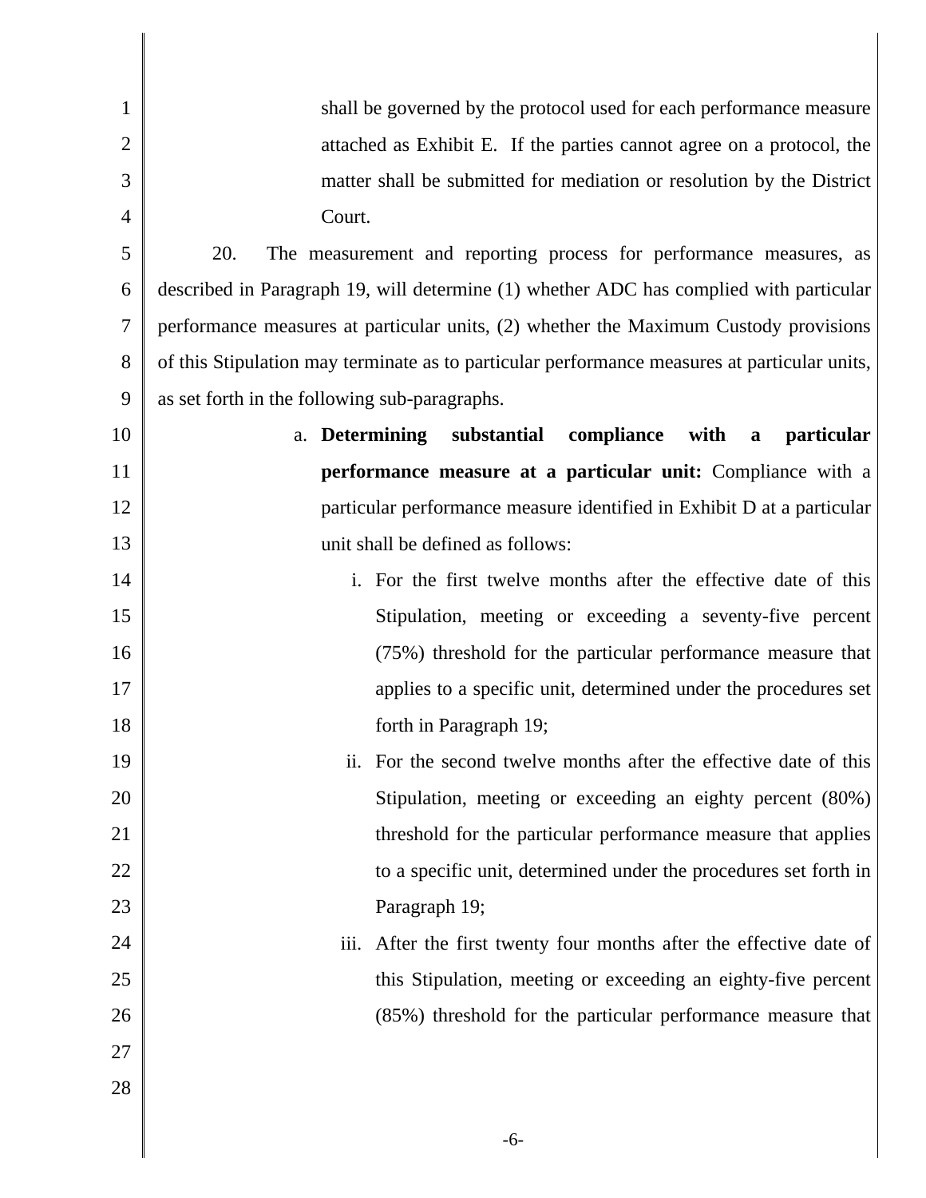shall be governed by the protocol used for each performance measure attached as Exhibit E. If the parties cannot agree on a protocol, the matter shall be submitted for mediation or resolution by the District Court.

20. The measurement and reporting process for performance measures, as described in Paragraph 19, will determine (1) whether ADC has complied with particular performance measures at particular units, (2) whether the Maximum Custody provisions of this Stipulation may terminate as to particular performance measures at particular units, as set forth in the following sub-paragraphs.

a. **Determining substantial compliance with a particular performance measure at a particular unit:** Compliance with a particular performance measure identified in Exhibit D at a particular unit shall be defined as follows:

i. For the first twelve months after the effective date of this Stipulation, meeting or exceeding a seventy-five percent (75%) threshold for the particular performance measure that applies to a specific unit, determined under the procedures set forth in Paragraph 19;

ii. For the second twelve months after the effective date of this Stipulation, meeting or exceeding an eighty percent (80%) threshold for the particular performance measure that applies to a specific unit, determined under the procedures set forth in Paragraph 19;

iii. After the first twenty four months after the effective date of this Stipulation, meeting or exceeding an eighty-five percent (85%) threshold for the particular performance measure that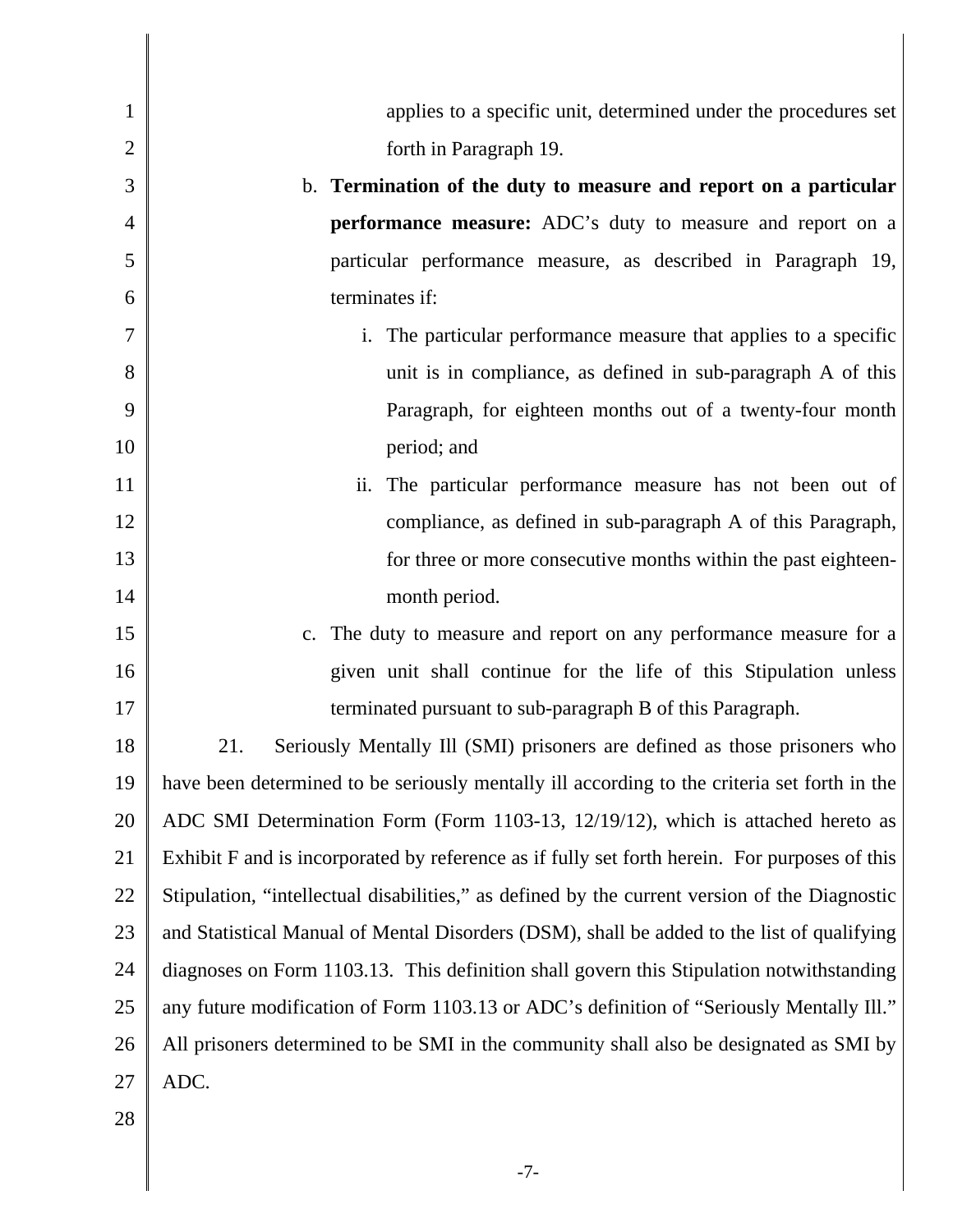applies to a specific unit, determined under the procedures set forth in Paragraph 19.

b. **Termination of the duty to measure and report on a particular performance measure:** ADC's duty to measure and report on a particular performance measure, as described in Paragraph 19, terminates if:

   i. The particular performance measure that applies to a specific unit is in compliance, as defined in sub-paragraph A of this Paragraph, for eighteen months out of a twenty-four month period; and

   ii. The particular performance measure has not been out of compliance, as defined in sub-paragraph A of this Paragraph, for three or more consecutive months within the past eighteen-month period.

c. The duty to measure and report on any performance measure for a given unit shall continue for the life of this Stipulation unless terminated pursuant to sub-paragraph B of this Paragraph.

21. Seriously Mentally Ill (SMI) prisoners are defined as those prisoners who have been determined to be seriously mentally ill according to the criteria set forth in the ADC SMI Determination Form (Form 1103-13, 12/19/12), which is attached hereto as Exhibit F and is incorporated by reference as if fully set forth herein. For purposes of this Stipulation, "intellectual disabilities," as defined by the current version of the Diagnostic and Statistical Manual of Mental Disorders (DSM), shall be added to the list of qualifying diagnoses on Form 1103.13. This definition shall govern this Stipulation notwithstanding any future modification of Form 1103.13 or ADC's definition of "Seriously Mentally Ill." All prisoners determined to be SMI in the community shall also be designated as SMI by ADC.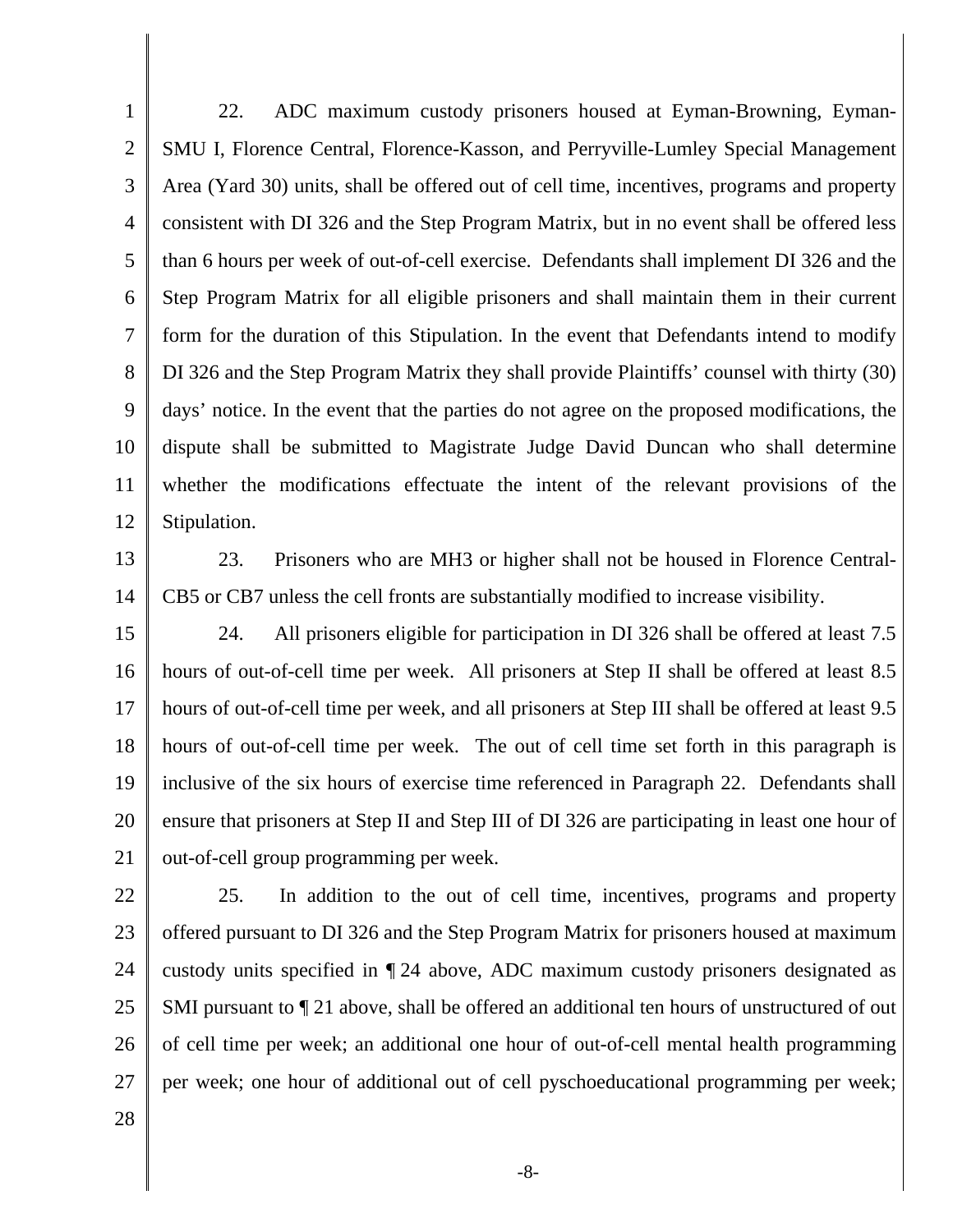22. ADC maximum custody prisoners housed at Eyman-Browning, Eyman-SMU I, Florence Central, Florence-Kasson, and Perryville-Lumley Special Management Area (Yard 30) units, shall be offered out of cell time, incentives, programs and property consistent with DI 326 and the Step Program Matrix, but in no event shall be offered less than 6 hours per week of out-of-cell exercise. Defendants shall implement DI 326 and the Step Program Matrix for all eligible prisoners and shall maintain them in their current form for the duration of this Stipulation. In the event that Defendants intend to modify DI 326 and the Step Program Matrix they shall provide Plaintiffs' counsel with thirty (30) days' notice. In the event that the parties do not agree on the proposed modifications, the dispute shall be submitted to Magistrate Judge David Duncan who shall determine whether the modifications effectuate the intent of the relevant provisions of the Stipulation.

23. Prisoners who are MH3 or higher shall not be housed in Florence Central-CB5 or CB7 unless the cell fronts are substantially modified to increase visibility.

24. All prisoners eligible for participation in DI 326 shall be offered at least 7.5 hours of out-of-cell time per week. All prisoners at Step II shall be offered at least 8.5 hours of out-of-cell time per week, and all prisoners at Step III shall be offered at least 9.5 hours of out-of-cell time per week. The out of cell time set forth in this paragraph is inclusive of the six hours of exercise time referenced in Paragraph 22. Defendants shall ensure that prisoners at Step II and Step III of DI 326 are participating in least one hour of out-of-cell group programming per week.

25. In addition to the out of cell time, incentives, programs and property offered pursuant to DI 326 and the Step Program Matrix for prisoners housed at maximum custody units specified in ¶ 24 above, ADC maximum custody prisoners designated as SMI pursuant to ¶ 21 above, shall be offered an additional ten hours of unstructured of out of cell time per week; an additional one hour of out-of-cell mental health programming per week; one hour of additional out of cell pyschoeducational programming per week;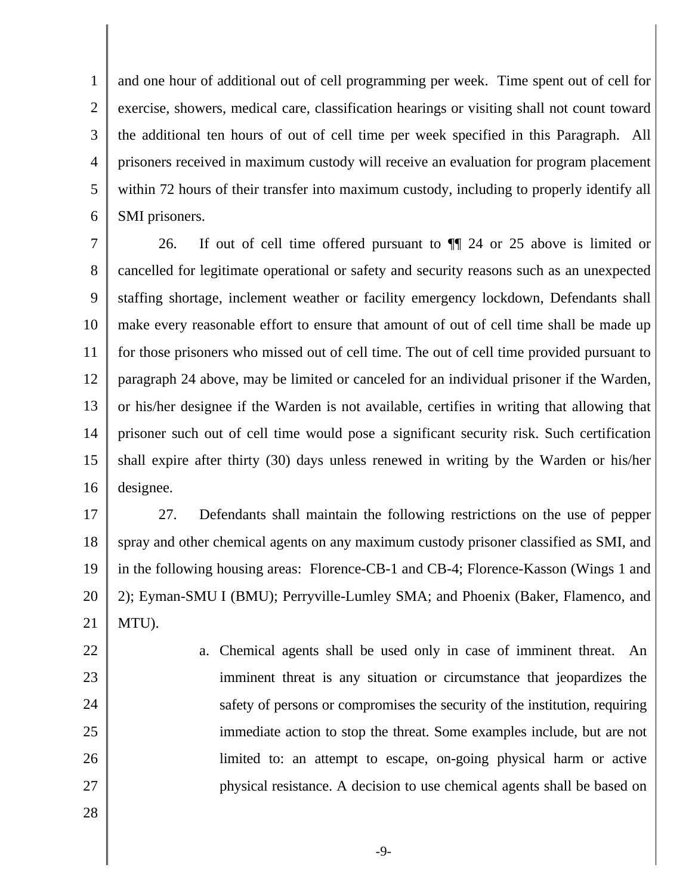and one hour of additional out of cell programming per week. Time spent out of cell for exercise, showers, medical care, classification hearings or visiting shall not count toward the additional ten hours of out of cell time per week specified in this Paragraph. All prisoners received in maximum custody will receive an evaluation for program placement within 72 hours of their transfer into maximum custody, including to properly identify all SMI prisoners.

26. If out of cell time offered pursuant to ¶¶ 24 or 25 above is limited or cancelled for legitimate operational or safety and security reasons such as an unexpected staffing shortage, inclement weather or facility emergency lockdown, Defendants shall make every reasonable effort to ensure that amount of out of cell time shall be made up for those prisoners who missed out of cell time. The out of cell time provided pursuant to paragraph 24 above, may be limited or canceled for an individual prisoner if the Warden, or his/her designee if the Warden is not available, certifies in writing that allowing that prisoner such out of cell time would pose a significant security risk. Such certification shall expire after thirty (30) days unless renewed in writing by the Warden or his/her designee.

27. Defendants shall maintain the following restrictions on the use of pepper spray and other chemical agents on any maximum custody prisoner classified as SMI, and in the following housing areas: Florence-CB-1 and CB-4; Florence-Kasson (Wings 1 and 2); Eyman-SMU I (BMU); Perryville-Lumley SMA; and Phoenix (Baker, Flamenco, and MTU).

a. Chemical agents shall be used only in case of imminent threat. An imminent threat is any situation or circumstance that jeopardizes the safety of persons or compromises the security of the institution, requiring immediate action to stop the threat. Some examples include, but are not limited to: an attempt to escape, on-going physical harm or active physical resistance. A decision to use chemical agents shall be based on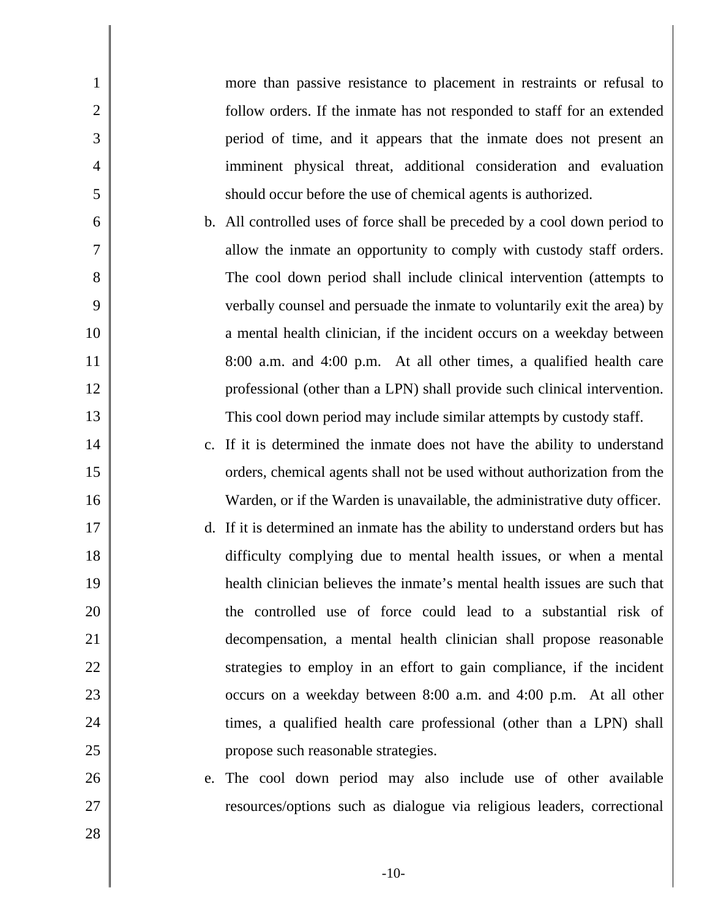more than passive resistance to placement in restraints or refusal to follow orders. If the inmate has not responded to staff for an extended period of time, and it appears that the inmate does not present an imminent physical threat, additional consideration and evaluation should occur before the use of chemical agents is authorized.

b. All controlled uses of force shall be preceded by a cool down period to allow the inmate an opportunity to comply with custody staff orders. The cool down period shall include clinical intervention (attempts to verbally counsel and persuade the inmate to voluntarily exit the area) by a mental health clinician, if the incident occurs on a weekday between 8:00 a.m. and 4:00 p.m. At all other times, a qualified health care professional (other than a LPN) shall provide such clinical intervention. This cool down period may include similar attempts by custody staff.

c. If it is determined the inmate does not have the ability to understand orders, chemical agents shall not be used without authorization from the Warden, or if the Warden is unavailable, the administrative duty officer.

d. If it is determined an inmate has the ability to understand orders but has difficulty complying due to mental health issues, or when a mental health clinician believes the inmate's mental health issues are such that the controlled use of force could lead to a substantial risk of decompensation, a mental health clinician shall propose reasonable strategies to employ in an effort to gain compliance, if the incident occurs on a weekday between 8:00 a.m. and 4:00 p.m. At all other times, a qualified health care professional (other than a LPN) shall propose such reasonable strategies.

e. The cool down period may also include use of other available resources/options such as dialogue via religious leaders, correctional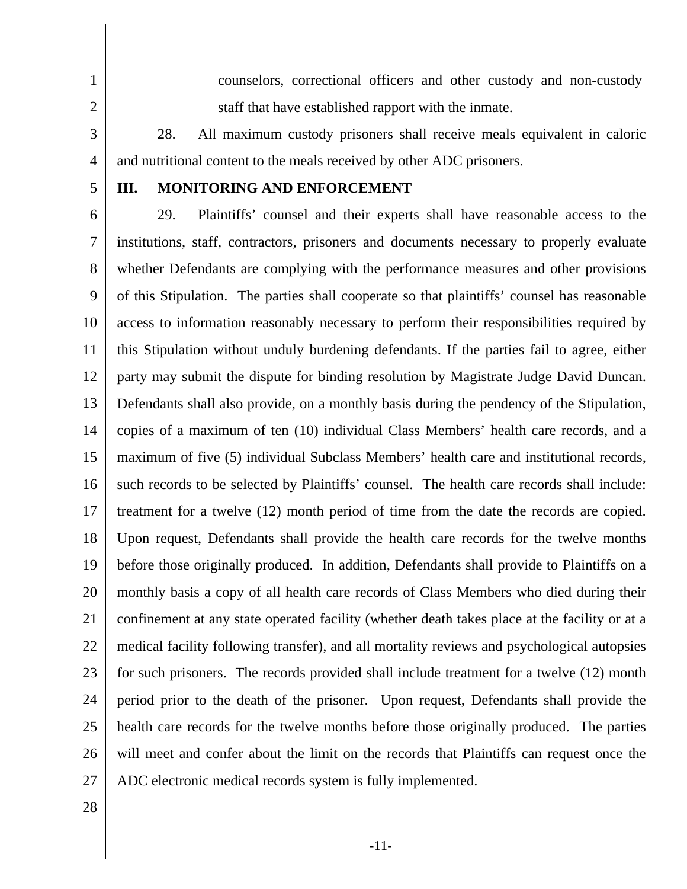counselors, correctional officers and other custody and non-custody staff that have established rapport with the inmate.

28. All maximum custody prisoners shall receive meals equivalent in caloric and nutritional content to the meals received by other ADC prisoners.

## III. MONITORING AND ENFORCEMENT

29. Plaintiffs' counsel and their experts shall have reasonable access to the institutions, staff, contractors, prisoners and documents necessary to properly evaluate whether Defendants are complying with the performance measures and other provisions of this Stipulation. The parties shall cooperate so that plaintiffs' counsel has reasonable access to information reasonably necessary to perform their responsibilities required by this Stipulation without unduly burdening defendants. If the parties fail to agree, either party may submit the dispute for binding resolution by Magistrate Judge David Duncan. Defendants shall also provide, on a monthly basis during the pendency of the Stipulation, copies of a maximum of ten (10) individual Class Members' health care records, and a maximum of five (5) individual Subclass Members' health care and institutional records, such records to be selected by Plaintiffs' counsel. The health care records shall include: treatment for a twelve (12) month period of time from the date the records are copied. Upon request, Defendants shall provide the health care records for the twelve months before those originally produced. In addition, Defendants shall provide to Plaintiffs on a monthly basis a copy of all health care records of Class Members who died during their confinement at any state operated facility (whether death takes place at the facility or at a medical facility following transfer), and all mortality reviews and psychological autopsies for such prisoners. The records provided shall include treatment for a twelve (12) month period prior to the death of the prisoner. Upon request, Defendants shall provide the health care records for the twelve months before those originally produced. The parties will meet and confer about the limit on the records that Plaintiffs can request once the ADC electronic medical records system is fully implemented.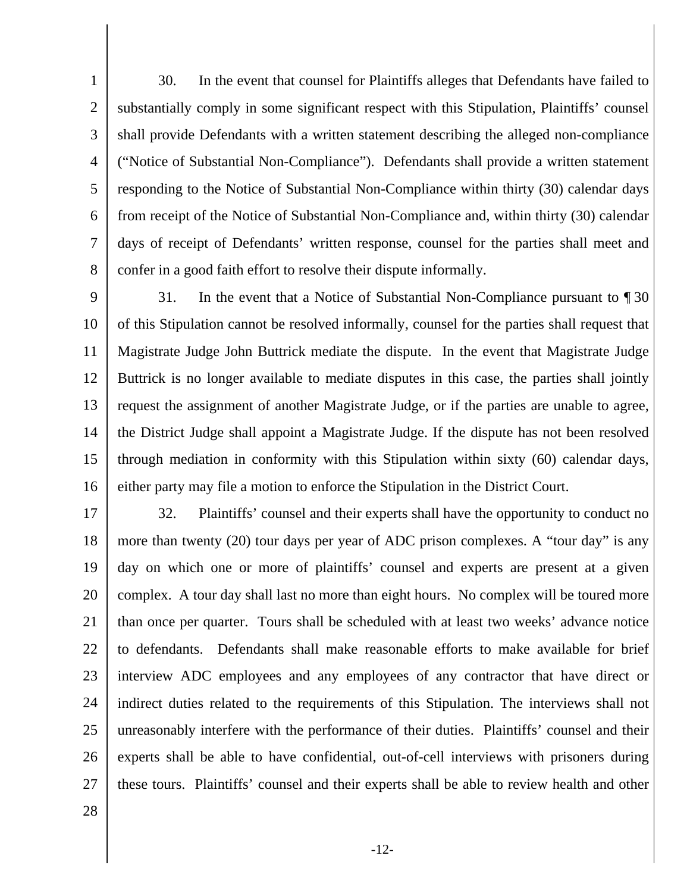30. In the event that counsel for Plaintiffs alleges that Defendants have failed to substantially comply in some significant respect with this Stipulation, Plaintiffs' counsel shall provide Defendants with a written statement describing the alleged non-compliance ("Notice of Substantial Non-Compliance"). Defendants shall provide a written statement responding to the Notice of Substantial Non-Compliance within thirty (30) calendar days from receipt of the Notice of Substantial Non-Compliance and, within thirty (30) calendar days of receipt of Defendants' written response, counsel for the parties shall meet and confer in a good faith effort to resolve their dispute informally.

31. In the event that a Notice of Substantial Non-Compliance pursuant to ¶ 30 of this Stipulation cannot be resolved informally, counsel for the parties shall request that Magistrate Judge John Buttrick mediate the dispute. In the event that Magistrate Judge Buttrick is no longer available to mediate disputes in this case, the parties shall jointly request the assignment of another Magistrate Judge, or if the parties are unable to agree, the District Judge shall appoint a Magistrate Judge. If the dispute has not been resolved through mediation in conformity with this Stipulation within sixty (60) calendar days, either party may file a motion to enforce the Stipulation in the District Court.

32. Plaintiffs' counsel and their experts shall have the opportunity to conduct no more than twenty (20) tour days per year of ADC prison complexes. A "tour day" is any day on which one or more of plaintiffs' counsel and experts are present at a given complex. A tour day shall last no more than eight hours. No complex will be toured more than once per quarter. Tours shall be scheduled with at least two weeks' advance notice to defendants. Defendants shall make reasonable efforts to make available for brief interview ADC employees and any employees of any contractor that have direct or indirect duties related to the requirements of this Stipulation. The interviews shall not unreasonably interfere with the performance of their duties. Plaintiffs' counsel and their experts shall be able to have confidential, out-of-cell interviews with prisoners during these tours. Plaintiffs' counsel and their experts shall be able to review health and other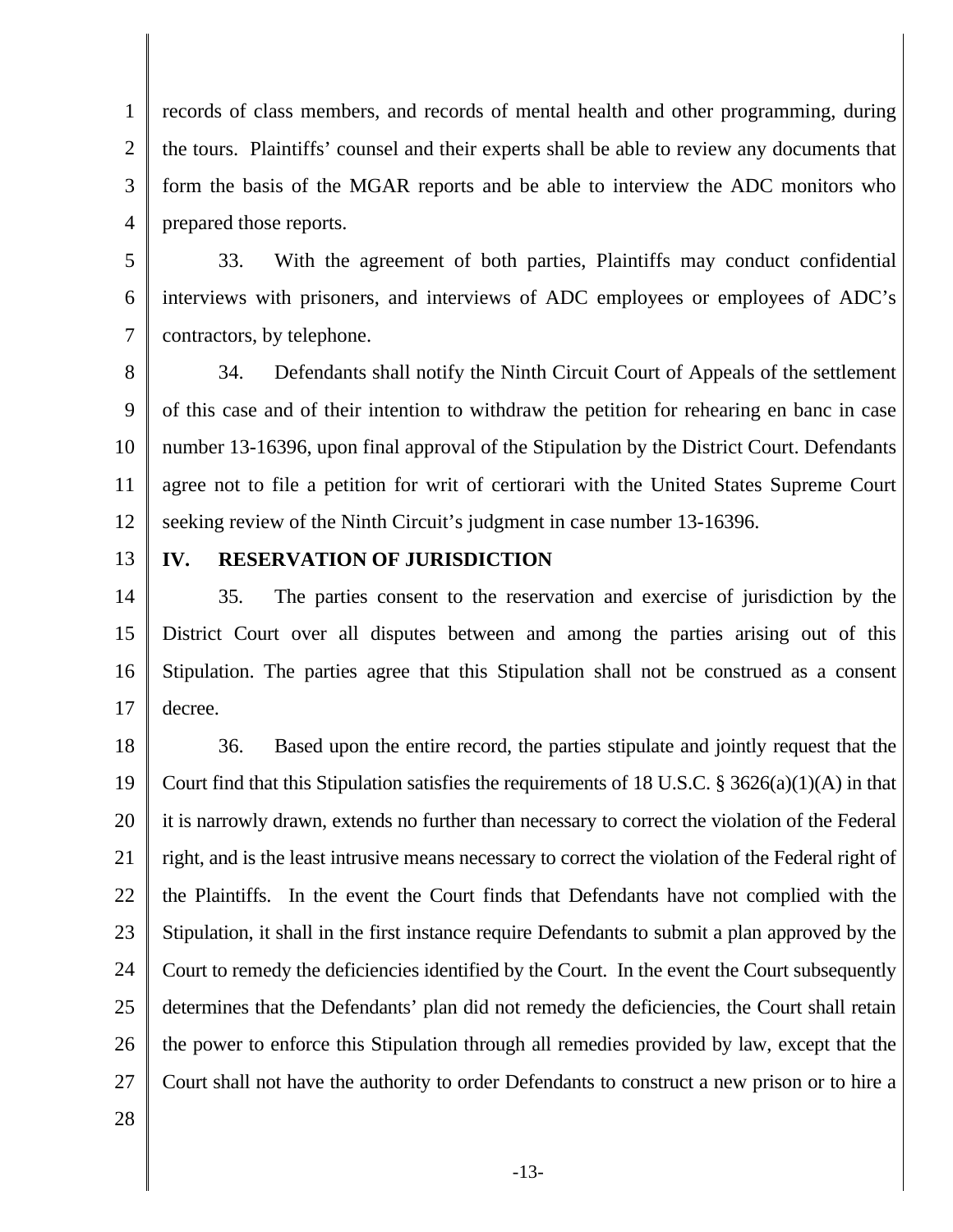records of class members, and records of mental health and other programming, during the tours. Plaintiffs' counsel and their experts shall be able to review any documents that form the basis of the MGAR reports and be able to interview the ADC monitors who prepared those reports.

33. With the agreement of both parties, Plaintiffs may conduct confidential interviews with prisoners, and interviews of ADC employees or employees of ADC's contractors, by telephone.

34. Defendants shall notify the Ninth Circuit Court of Appeals of the settlement of this case and of their intention to withdraw the petition for rehearing en banc in case number 13-16396, upon final approval of the Stipulation by the District Court. Defendants agree not to file a petition for writ of certiorari with the United States Supreme Court seeking review of the Ninth Circuit's judgment in case number 13-16396.

## IV. RESERVATION OF JURISDICTION

35. The parties consent to the reservation and exercise of jurisdiction by the District Court over all disputes between and among the parties arising out of this Stipulation. The parties agree that this Stipulation shall not be construed as a consent decree.

36. Based upon the entire record, the parties stipulate and jointly request that the Court find that this Stipulation satisfies the requirements of 18 U.S.C. § 3626(a)(1)(A) in that it is narrowly drawn, extends no further than necessary to correct the violation of the Federal right, and is the least intrusive means necessary to correct the violation of the Federal right of the Plaintiffs. In the event the Court finds that Defendants have not complied with the Stipulation, it shall in the first instance require Defendants to submit a plan approved by the Court to remedy the deficiencies identified by the Court. In the event the Court subsequently determines that the Defendants' plan did not remedy the deficiencies, the Court shall retain the power to enforce this Stipulation through all remedies provided by law, except that the Court shall not have the authority to order Defendants to construct a new prison or to hire a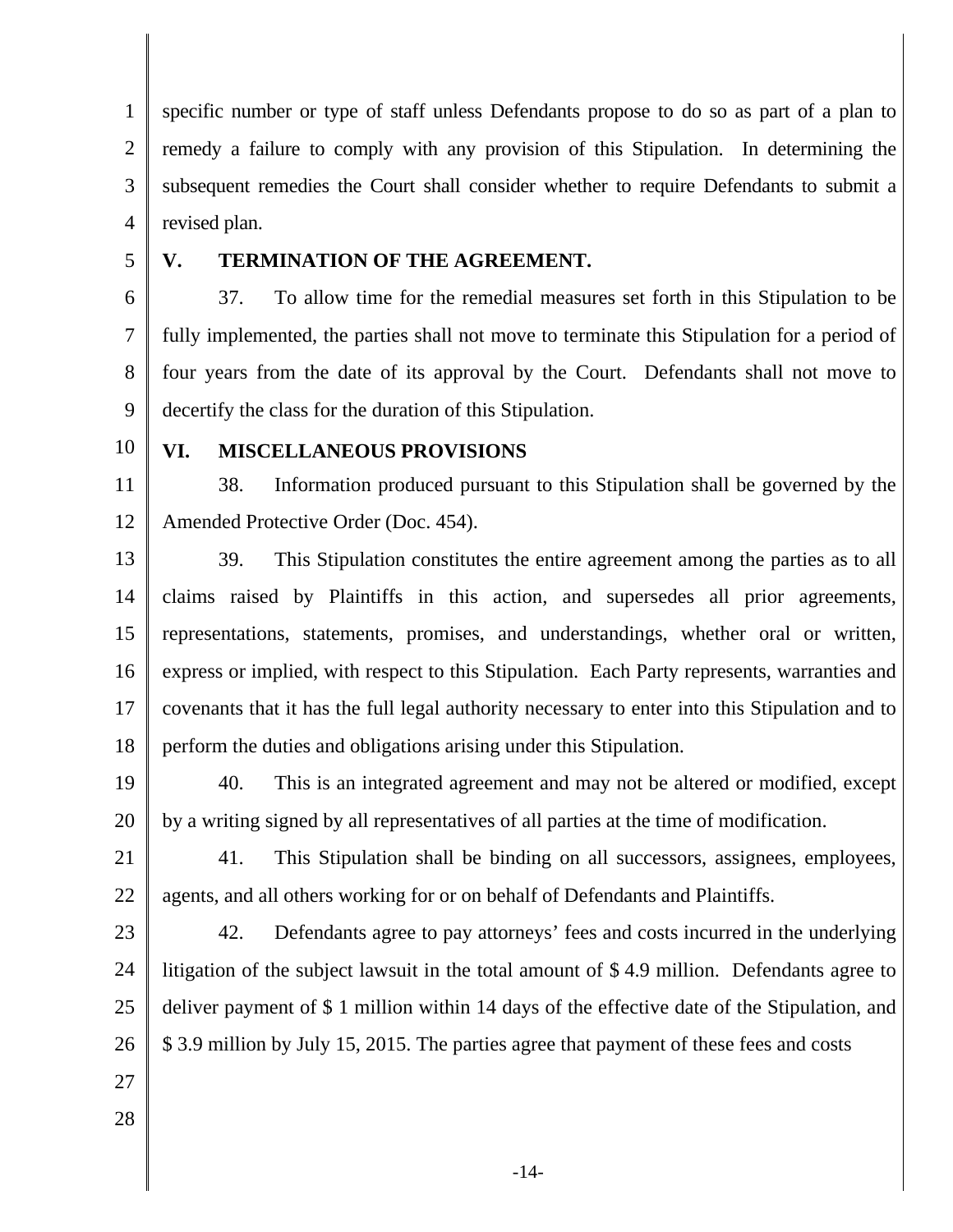specific number or type of staff unless Defendants propose to do so as part of a plan to remedy a failure to comply with any provision of this Stipulation. In determining the subsequent remedies the Court shall consider whether to require Defendants to submit a revised plan.

## V. TERMINATION OF THE AGREEMENT.

37. To allow time for the remedial measures set forth in this Stipulation to be fully implemented, the parties shall not move to terminate this Stipulation for a period of four years from the date of its approval by the Court. Defendants shall not move to decertify the class for the duration of this Stipulation.

## VI. MISCELLANEOUS PROVISIONS

38. Information produced pursuant to this Stipulation shall be governed by the Amended Protective Order (Doc. 454).

39. This Stipulation constitutes the entire agreement among the parties as to all claims raised by Plaintiffs in this action, and supersedes all prior agreements, representations, statements, promises, and understandings, whether oral or written, express or implied, with respect to this Stipulation. Each Party represents, warranties and covenants that it has the full legal authority necessary to enter into this Stipulation and to perform the duties and obligations arising under this Stipulation.

40. This is an integrated agreement and may not be altered or modified, except by a writing signed by all representatives of all parties at the time of modification.

41. This Stipulation shall be binding on all successors, assignees, employees, agents, and all others working for or on behalf of Defendants and Plaintiffs.

42. Defendants agree to pay attorneys' fees and costs incurred in the underlying litigation of the subject lawsuit in the total amount of $ 4.9 million. Defendants agree to deliver payment of $ 1 million within 14 days of the effective date of the Stipulation, and $ 3.9 million by July 15, 2015. The parties agree that payment of these fees and costs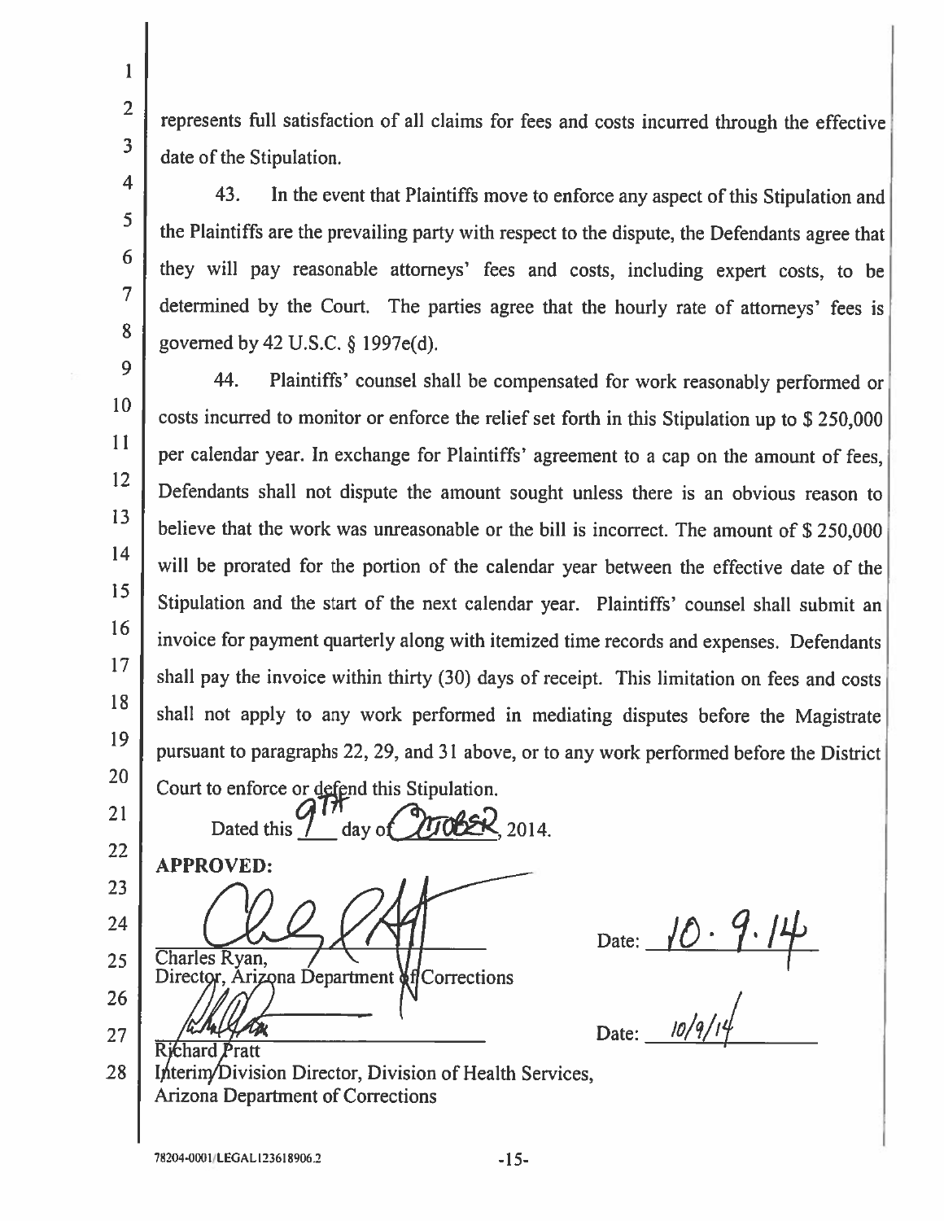represents full satisfaction of all claims for fees and costs incurred through the effective date of the Stipulation.

43. In the event that Plaintiffs move to enforce any aspect of this Stipulation and the Plaintiffs are the prevailing party with respect to the dispute, the Defendants agree that they will pay reasonable attorneys' fees and costs, including expert costs, to be determined by the Court. The parties agree that the hourly rate of attorneys' fees is governed by 42 U.S.C. § 1997e(d).

44. Plaintiffs' counsel shall be compensated for work reasonably performed or costs incurred to monitor or enforce the relief set forth in this Stipulation up to $ 250,000 per calendar year. In exchange for Plaintiffs' agreement to a cap on the amount of fees, Defendants shall not dispute the amount sought unless there is an obvious reason to believe that the work was unreasonable or the bill is incorrect. The amount of $ 250,000 will be prorated for the portion of the calendar year between the effective date of the Stipulation and the start of the next calendar year. Plaintiffs' counsel shall submit an invoice for payment quarterly along with itemized time records and expenses. Defendants shall pay the invoice within thirty (30) days of receipt. This limitation on fees and costs shall not apply to any work performed in mediating disputes before the Magistrate pursuant to paragraphs 22, 29, and 31 above, or to any work performed before the District Court to enforce or defend this Stipulation.

Dated this 9TH day of October, 2014.

**APPROVED:**

Charles Ryan,
Director, Arizona Department of Corrections

Date: 10 · 9 · 14

Richard Pratt
Interim Division Director, Division of Health Services,
Arizona Department of Corrections

Date: 10/9/14

78204-0001/LEGAL123618906.2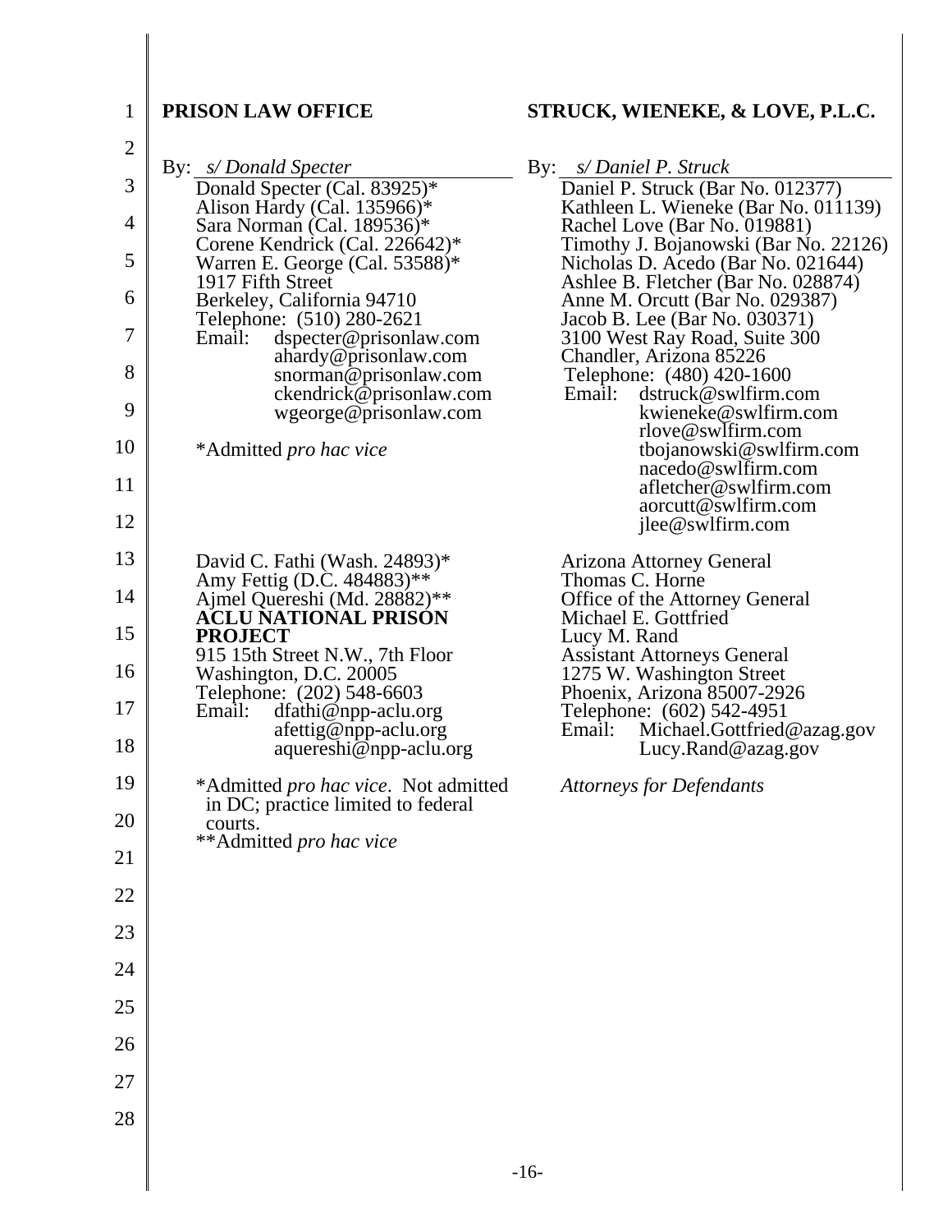**PRISON LAW OFFICE**

By: *s/ Donald Specter*
Donald Specter (Cal. 83925)*
Alison Hardy (Cal. 135966)*
Sara Norman (Cal. 189536)*
Corene Kendrick (Cal. 226642)*
Warren E. George (Cal. 53588)*
1917 Fifth Street
Berkeley, California 94710
Telephone: (510) 280-2621
Email: dspecter@prisonlaw.com
ahardy@prisonlaw.com
snorman@prisonlaw.com
ckendrick@prisonlaw.com
wgeorge@prisonlaw.com

*Admitted *pro hac vice*

David C. Fathi (Wash. 24893)*
Amy Fettig (D.C. 484883)**
Ajmel Quereshi (Md. 28882)**
**ACLU NATIONAL PRISON PROJECT**
915 15th Street N.W., 7th Floor
Washington, D.C. 20005
Telephone: (202) 548-6603
Email: dfathi@npp-aclu.org
afettig@npp-aclu.org
aquereshi@npp-aclu.org

*Admitted *pro hac vice*. Not admitted in DC; practice limited to federal courts.
**Admitted *pro hac vice*

**STRUCK, WIENEKE, & LOVE, P.L.C.**

By: *s/ Daniel P. Struck*
Daniel P. Struck (Bar No. 012377)
Kathleen L. Wieneke (Bar No. 011139)
Rachel Love (Bar No. 019881)
Timothy J. Bojanowski (Bar No. 22126)
Nicholas D. Acedo (Bar No. 021644)
Ashlee B. Fletcher (Bar No. 028874)
Anne M. Orcutt (Bar No. 029387)
Jacob B. Lee (Bar No. 030371)
3100 West Ray Road, Suite 300
Chandler, Arizona 85226
Telephone: (480) 420-1600
Email: dstruck@swlfirm.com
kwieneke@swlfirm.com
rlove@swlfirm.com
tbojanowski@swlfirm.com
nacedo@swlfirm.com
afletcher@swlfirm.com
aorcutt@swlfirm.com
jlee@swlfirm.com

Arizona Attorney General
Thomas C. Horne
Office of the Attorney General
Michael E. Gottfried
Lucy M. Rand
Assistant Attorneys General
1275 W. Washington Street
Phoenix, Arizona 85007-2926
Telephone: (602) 542-4951
Email: Michael.Gottfried@azag.gov
Lucy.Rand@azag.gov

*Attorneys for Defendants*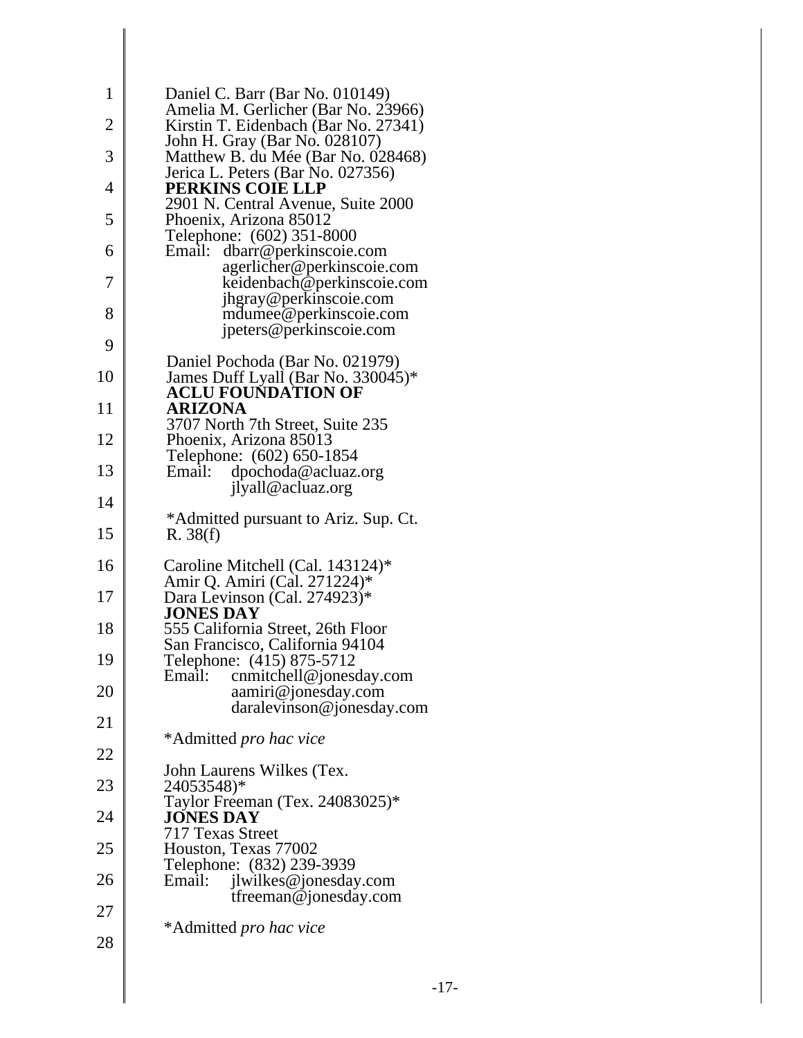Daniel C. Barr (Bar No. 010149)
Amelia M. Gerlicher (Bar No. 23966)
Kirstin T. Eidenbach (Bar No. 27341)
John H. Gray (Bar No. 028107)
Matthew B. du Mée (Bar No. 028468)
Jerica L. Peters (Bar No. 027356)
**PERKINS COIE LLP**
2901 N. Central Avenue, Suite 2000
Phoenix, Arizona 85012
Telephone: (602) 351-8000
Email: dbarr@perkinscoie.com
agerlicher@perkinscoie.com
keidenbach@perkinscoie.com
jhgray@perkinscoie.com
mdumee@perkinscoie.com
jpeters@perkinscoie.com

Daniel Pochoda (Bar No. 021979)
James Duff Lyall (Bar No. 330045)*
**ACLU FOUNDATION OF ARIZONA**
3707 North 7th Street, Suite 235
Phoenix, Arizona 85013
Telephone: (602) 650-1854
Email: dpochoda@acluaz.org
jlyall@acluaz.org

*Admitted pursuant to Ariz. Sup. Ct. R. 38(f)

Caroline Mitchell (Cal. 143124)*
Amir Q. Amiri (Cal. 271224)*
Dara Levinson (Cal. 274923)*
**JONES DAY**
555 California Street, 26th Floor
San Francisco, California 94104
Telephone: (415) 875-5712
Email: cnmitchell@jonesday.com
aamiri@jonesday.com
daralevinson@jonesday.com

*Admitted *pro hac vice*

John Laurens Wilkes (Tex. 24053548)*
Taylor Freeman (Tex. 24083025)*
**JONES DAY**
717 Texas Street
Houston, Texas 77002
Telephone: (832) 239-3939
Email: jlwilkes@jonesday.com
tfreeman@jonesday.com

*Admitted *pro hac vice*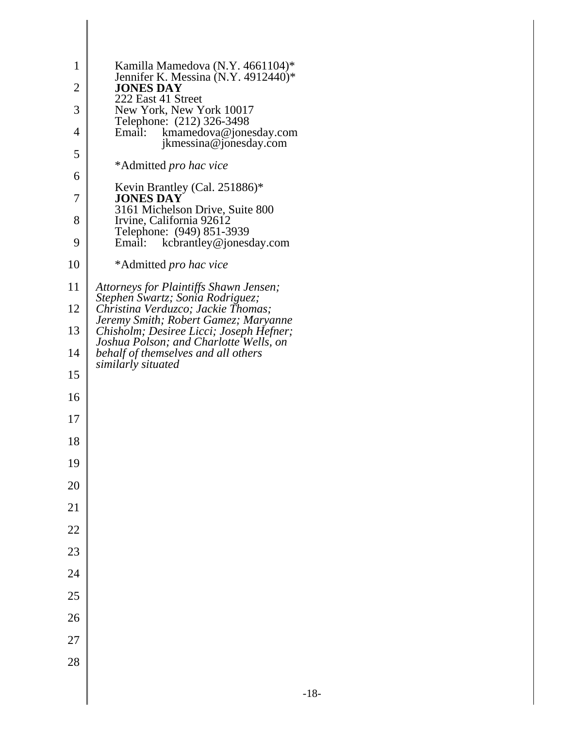Kamilla Mamedova (N.Y. 4661104)*
Jennifer K. Messina (N.Y. 4912440)*
**JONES DAY**
222 East 41 Street
New York, New York 10017
Telephone: (212) 326-3498
Email: kmamedova@jonesday.com
jkmessina@jonesday.com

*Admitted *pro hac vice*

Kevin Brantley (Cal. 251886)*
**JONES DAY**
3161 Michelson Drive, Suite 800
Irvine, California 92612
Telephone: (949) 851-3939
Email: kcbrantley@jonesday.com

*Admitted *pro hac vice*

*Attorneys for Plaintiffs Shawn Jensen; Stephen Swartz; Sonia Rodriguez; Christina Verduzco; Jackie Thomas; Jeremy Smith; Robert Gamez; Maryanne Chisholm; Desiree Licci; Joseph Hefner; Joshua Polson; and Charlotte Wells, on behalf of themselves and all others similarly situated*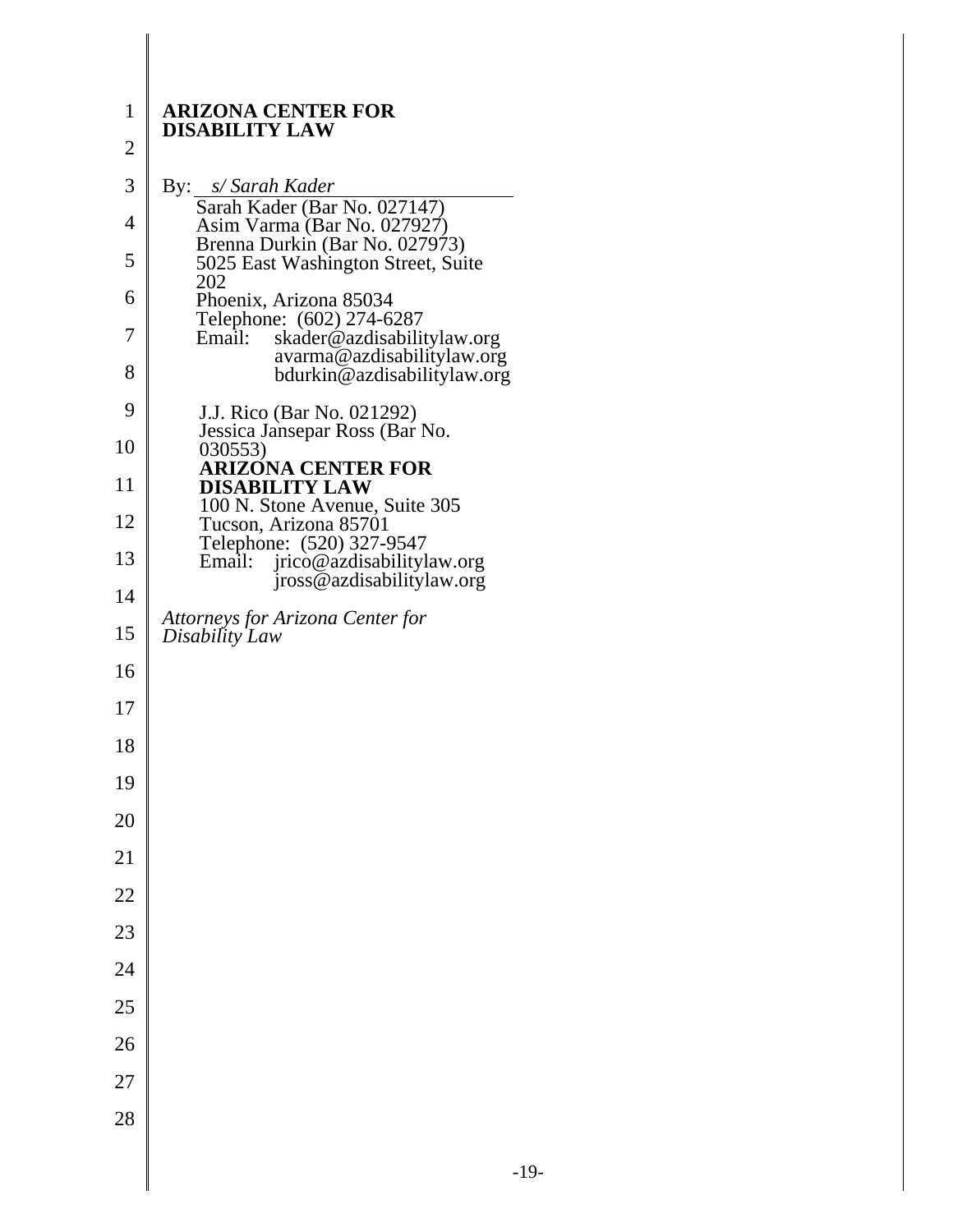**ARIZONA CENTER FOR DISABILITY LAW**

By: *s/ Sarah Kader*
Sarah Kader (Bar No. 027147)
Asim Varma (Bar No. 027927)
Brenna Durkin (Bar No. 027973)
5025 East Washington Street, Suite 202
Phoenix, Arizona 85034
Telephone: (602) 274-6287
Email: skader@azdisabilitylaw.org
avarma@azdisabilitylaw.org
bdurkin@azdisabilitylaw.org

J.J. Rico (Bar No. 021292)
Jessica Jansepar Ross (Bar No. 030553)
**ARIZONA CENTER FOR DISABILITY LAW**
100 N. Stone Avenue, Suite 305
Tucson, Arizona 85701
Telephone: (520) 327-9547
Email: jrico@azdisabilitylaw.org
jross@azdisabilitylaw.org

*Attorneys for Arizona Center for Disability Law*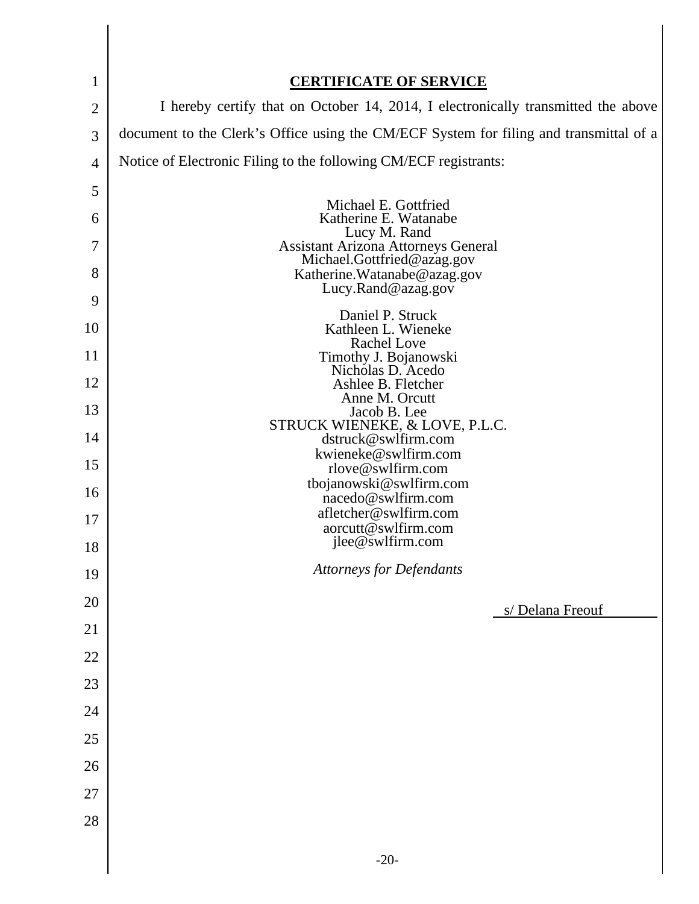## CERTIFICATE OF SERVICE

I hereby certify that on October 14, 2014, I electronically transmitted the above document to the Clerk's Office using the CM/ECF System for filing and transmittal of a Notice of Electronic Filing to the following CM/ECF registrants:

Michael E. Gottfried
Katherine E. Watanabe
Lucy M. Rand
Assistant Arizona Attorneys General
Michael.Gottfried@azag.gov
Katherine.Watanabe@azag.gov
Lucy.Rand@azag.gov

Daniel P. Struck
Kathleen L. Wieneke
Rachel Love
Timothy J. Bojanowski
Nicholas D. Acedo
Ashlee B. Fletcher
Anne M. Orcutt
Jacob B. Lee
STRUCK WIENEKE, & LOVE, P.L.C.
dstruck@swlfirm.com
kwieneke@swlfirm.com
rlove@swlfirm.com
tbojanowski@swlfirm.com
nacedo@swlfirm.com
afletcher@swlfirm.com
aorcutt@swlfirm.com
jlee@swlfirm.com

*Attorneys for Defendants*

s/ Delana Freouf